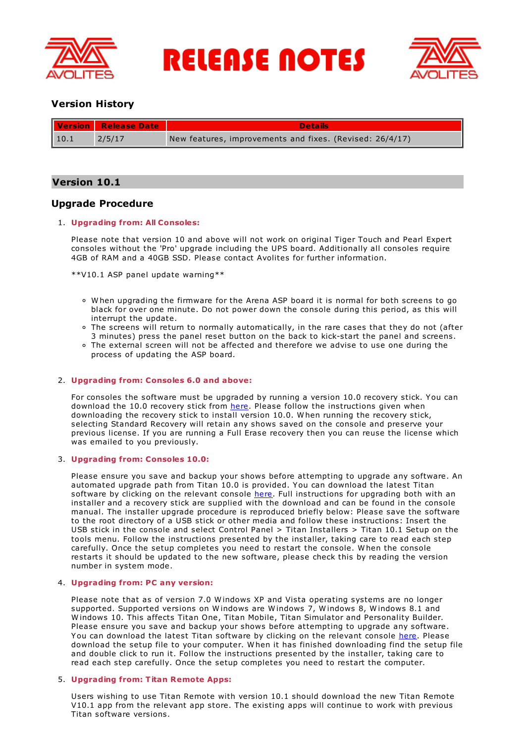# RELEASE NOTES

## Version History

| Version | Release Date | Details |
|---|---|---|
| 10.1 | 2/5/17 | New features, improvements and fixes. (Revised: 26/4/17) |

## Version 10.1

## Upgrade Procedure

1. **Upgrading from: All Consoles:**

   Please note that version 10 and above will not work on original Tiger Touch and Pearl Expert consoles without the 'Pro' upgrade including the UPS board. Additionally all consoles require 4GB of RAM and a 40GB SSD. Please contact Avolites for further information.

   **V10.1 ASP panel update warning**

   - When upgrading the firmware for the Arena ASP board it is normal for both screens to go black for over one minute. Do not power down the console during this period, as this will interrupt the update.
   - The screens will return to normally automatically, in the rare cases that they do not (after 3 minutes) press the panel reset button on the back to kick-start the panel and screens.
   - The external screen will not be affected and therefore we advise to use one during the process of updating the ASP board.

2. **Upgrading from: Consoles 6.0 and above:**

   For consoles the software must be upgraded by running a version 10.0 recovery stick. You can download the 10.0 recovery stick from here. Please follow the instructions given when downloading the recovery stick to install version 10.0. When running the recovery stick, selecting Standard Recovery will retain any shows saved on the console and preserve your previous license. If you are running a Full Erase recovery then you can reuse the license which was emailed to you previously.

3. **Upgrading from: Consoles 10.0:**

   Please ensure you save and backup your shows before attempting to upgrade any software. An automated upgrade path from Titan 10.0 is provided. You can download the latest Titan software by clicking on the relevant console here. Full instructions for upgrading both with an installer and a recovery stick are supplied with the download and can be found in the console manual. The installer upgrade procedure is reproduced briefly below: Please save the software to the root directory of a USB stick or other media and follow these instructions: Insert the USB stick in the console and select Control Panel > Titan Installers > Titan 10.1 Setup on the tools menu. Follow the instructions presented by the installer, taking care to read each step carefully. Once the setup completes you need to restart the console. When the console restarts it should be updated to the new software, please check this by reading the version number in system mode.

4. **Upgrading from: PC any version:**

   Please note that as of version 7.0 Windows XP and Vista operating systems are no longer supported. Supported versions on Windows are Windows 7, Windows 8, Windows 8.1 and Windows 10. This affects Titan One, Titan Mobile, Titan Simulator and Personality Builder. Please ensure you save and backup your shows before attempting to upgrade any software. You can download the latest Titan software by clicking on the relevant console here. Please download the setup file to your computer. When it has finished downloading find the setup file and double click to run it. Follow the instructions presented by the installer, taking care to read each step carefully. Once the setup completes you need to restart the computer.

5. **Upgrading from: Titan Remote Apps:**

   Users wishing to use Titan Remote with version 10.1 should download the new Titan Remote V10.1 app from the relevant app store. The existing apps will continue to work with previous Titan software versions.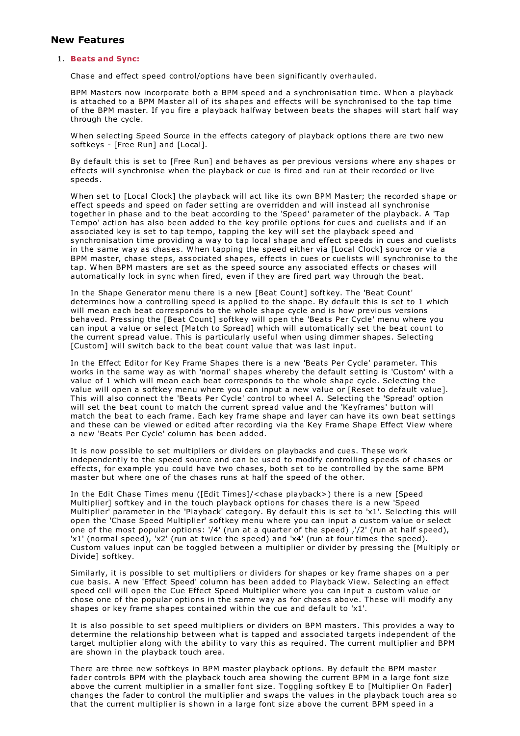## New Features

1. **Beats and Sync:**

   Chase and effect speed control/options have been significantly overhauled.

   BPM Masters now incorporate both a BPM speed and a synchronisation time. When a playback is attached to a BPM Master all of its shapes and effects will be synchronised to the tap time of the BPM master. If you fire a playback halfway between beats the shapes will start half way through the cycle.

   When selecting Speed Source in the effects category of playback options there are two new softkeys - [Free Run] and [Local].

   By default this is set to [Free Run] and behaves as per previous versions where any shapes or effects will synchronise when the playback or cue is fired and run at their recorded or live speeds.

   When set to [Local Clock] the playback will act like its own BPM Master; the recorded shape or effect speeds and speed on fader setting are overridden and will instead all synchronise together in phase and to the beat according to the 'Speed' parameter of the playback. A 'Tap Tempo' action has also been added to the key profile options for cues and cuelists and if an associated key is set to tap tempo, tapping the key will set the playback speed and synchronisation time providing a way to tap local shape and effect speeds in cues and cuelists in the same way as chases. When tapping the speed either via [Local Clock] source or via a BPM master, chase steps, associated shapes, effects in cues or cuelists will synchronise to the tap. When BPM masters are set as the speed source any associated effects or chases will automatically lock in sync when fired, even if they are fired part way through the beat.

   In the Shape Generator menu there is a new [Beat Count] softkey. The 'Beat Count' determines how a controlling speed is applied to the shape. By default this is set to 1 which will mean each beat corresponds to the whole shape cycle and is how previous versions behaved. Pressing the [Beat Count] softkey will open the 'Beats Per Cycle' menu where you can input a value or select [Match to Spread] which will automatically set the beat count to the current spread value. This is particularly useful when using dimmer shapes. Selecting [Custom] will switch back to the beat count value that was last input.

   In the Effect Editor for Key Frame Shapes there is a new 'Beats Per Cycle' parameter. This works in the same way as with 'normal' shapes whereby the default setting is 'Custom' with a value of 1 which will mean each beat corresponds to the whole shape cycle. Selecting the value will open a softkey menu where you can input a new value or [Reset to default value]. This will also connect the 'Beats Per Cycle' control to wheel A. Selecting the 'Spread' option will set the beat count to match the current spread value and the 'Keyframes' button will match the beat to each frame. Each key frame shape and layer can have its own beat settings and these can be viewed or edited after recording via the Key Frame Shape Effect View where a new 'Beats Per Cycle' column has been added.

   It is now possible to set multipliers or dividers on playbacks and cues. These work independently to the speed source and can be used to modify controlling speeds of chases or effects, for example you could have two chases, both set to be controlled by the same BPM master but where one of the chases runs at half the speed of the other.

   In the Edit Chase Times menu ([Edit Times]/<chase playback>) there is a new [Speed Multiplier] softkey and in the touch playback options for chases there is a new 'Speed Multiplier' parameter in the 'Playback' category. By default this is set to 'x1'. Selecting this will open the 'Chase Speed Multiplier' softkey menu where you can input a custom value or select one of the most popular options: '/4' (run at a quarter of the speed) ,'/2' (run at half speed), 'x1' (normal speed), 'x2' (run at twice the speed) and 'x4' (run at four times the speed). Custom values input can be toggled between a multiplier or divider by pressing the [Multiply or Divide] softkey.

   Similarly, it is possible to set multipliers or dividers for shapes or key frame shapes on a per cue basis. A new 'Effect Speed' column has been added to Playback View. Selecting an effect speed cell will open the Cue Effect Speed Multiplier where you can input a custom value or chose one of the popular options in the same way as for chases above. These will modify any shapes or key frame shapes contained within the cue and default to 'x1'.

   It is also possible to set speed multipliers or dividers on BPM masters. This provides a way to determine the relationship between what is tapped and associated targets independent of the target multiplier along with the ability to vary this as required. The current multiplier and BPM are shown in the playback touch area.

   There are three new softkeys in BPM master playback options. By default the BPM master fader controls BPM with the playback touch area showing the current BPM in a large font size above the current multiplier in a smaller font size. Toggling softkey E to [Multiplier On Fader] changes the fader to control the multiplier and swaps the values in the playback touch area so that the current multiplier is shown in a large font size above the current BPM speed in a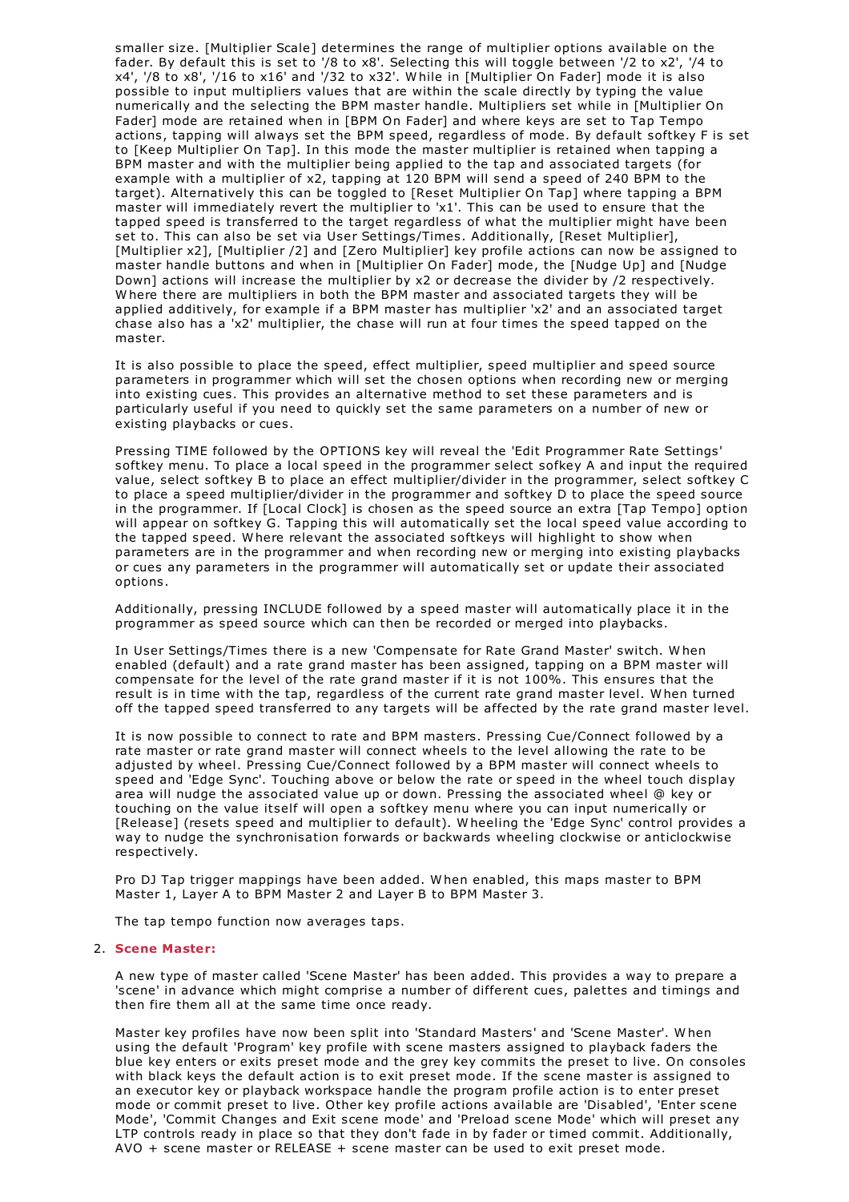smaller size. [Multiplier Scale] determines the range of multiplier options available on the fader. By default this is set to '/8 to x8'. Selecting this will toggle between '/2 to x2', '/4 to x4', '/8 to x8', '/16 to x16' and '/32 to x32'. While in [Multiplier On Fader] mode it is also possible to input multipliers values that are within the scale directly by typing the value numerically and the selecting the BPM master handle. Multipliers set while in [Multiplier On Fader] mode are retained when in [BPM On Fader] and where keys are set to Tap Tempo actions, tapping will always set the BPM speed, regardless of mode. By default softkey F is set to [Keep Multiplier On Tap]. In this mode the master multiplier is retained when tapping a BPM master and with the multiplier being applied to the tap and associated targets (for example with a multiplier of x2, tapping at 120 BPM will send a speed of 240 BPM to the target). Alternatively this can be toggled to [Reset Multiplier On Tap] where tapping a BPM master will immediately revert the multiplier to 'x1'. This can be used to ensure that the tapped speed is transferred to the target regardless of what the multiplier might have been set to. This can also be set via User Settings/Times. Additionally, [Reset Multiplier], [Multiplier x2], [Multiplier /2] and [Zero Multiplier] key profile actions can now be assigned to master handle buttons and when in [Multiplier On Fader] mode, the [Nudge Up] and [Nudge Down] actions will increase the multiplier by x2 or decrease the divider by /2 respectively. Where there are multipliers in both the BPM master and associated targets they will be applied additively, for example if a BPM master has multiplier 'x2' and an associated target chase also has a 'x2' multiplier, the chase will run at four times the speed tapped on the master.

It is also possible to place the speed, effect multiplier, speed multiplier and speed source parameters in programmer which will set the chosen options when recording new or merging into existing cues. This provides an alternative method to set these parameters and is particularly useful if you need to quickly set the same parameters on a number of new or existing playbacks or cues.

Pressing TIME followed by the OPTIONS key will reveal the 'Edit Programmer Rate Settings' softkey menu. To place a local speed in the programmer select sofkey A and input the required value, select softkey B to place an effect multiplier/divider in the programmer, select softkey C to place a speed multiplier/divider in the programmer and softkey D to place the speed source in the programmer. If [Local Clock] is chosen as the speed source an extra [Tap Tempo] option will appear on softkey G. Tapping this will automatically set the local speed value according to the tapped speed. Where relevant the associated softkeys will highlight to show when parameters are in the programmer and when recording new or merging into existing playbacks or cues any parameters in the programmer will automatically set or update their associated options.

Additionally, pressing INCLUDE followed by a speed master will automatically place it in the programmer as speed source which can then be recorded or merged into playbacks.

In User Settings/Times there is a new 'Compensate for Rate Grand Master' switch. When enabled (default) and a rate grand master has been assigned, tapping on a BPM master will compensate for the level of the rate grand master if it is not 100%. This ensures that the result is in time with the tap, regardless of the current rate grand master level. When turned off the tapped speed transferred to any targets will be affected by the rate grand master level.

It is now possible to connect to rate and BPM masters. Pressing Cue/Connect followed by a rate master or rate grand master will connect wheels to the level allowing the rate to be adjusted by wheel. Pressing Cue/Connect followed by a BPM master will connect wheels to speed and 'Edge Sync'. Touching above or below the rate or speed in the wheel touch display area will nudge the associated value up or down. Pressing the associated wheel @ key or touching on the value itself will open a softkey menu where you can input numerically or [Release] (resets speed and multiplier to default). Wheeling the 'Edge Sync' control provides a way to nudge the synchronisation forwards or backwards wheeling clockwise or anticlockwise respectively.

Pro DJ Tap trigger mappings have been added. When enabled, this maps master to BPM Master 1, Layer A to BPM Master 2 and Layer B to BPM Master 3.

The tap tempo function now averages taps.

2. **Scene Master:**

A new type of master called 'Scene Master' has been added. This provides a way to prepare a 'scene' in advance which might comprise a number of different cues, palettes and timings and then fire them all at the same time once ready.

Master key profiles have now been split into 'Standard Masters' and 'Scene Master'. When using the default 'Program' key profile with scene masters assigned to playback faders the blue key enters or exits preset mode and the grey key commits the preset to live. On consoles with black keys the default action is to exit preset mode. If the scene master is assigned to an executor key or playback workspace handle the program profile action is to enter preset mode or commit preset to live. Other key profile actions available are 'Disabled', 'Enter scene Mode', 'Commit Changes and Exit scene mode' and 'Preload scene Mode' which will preset any LTP controls ready in place so that they don't fade in by fader or timed commit. Additionally, AVO + scene master or RELEASE + scene master can be used to exit preset mode.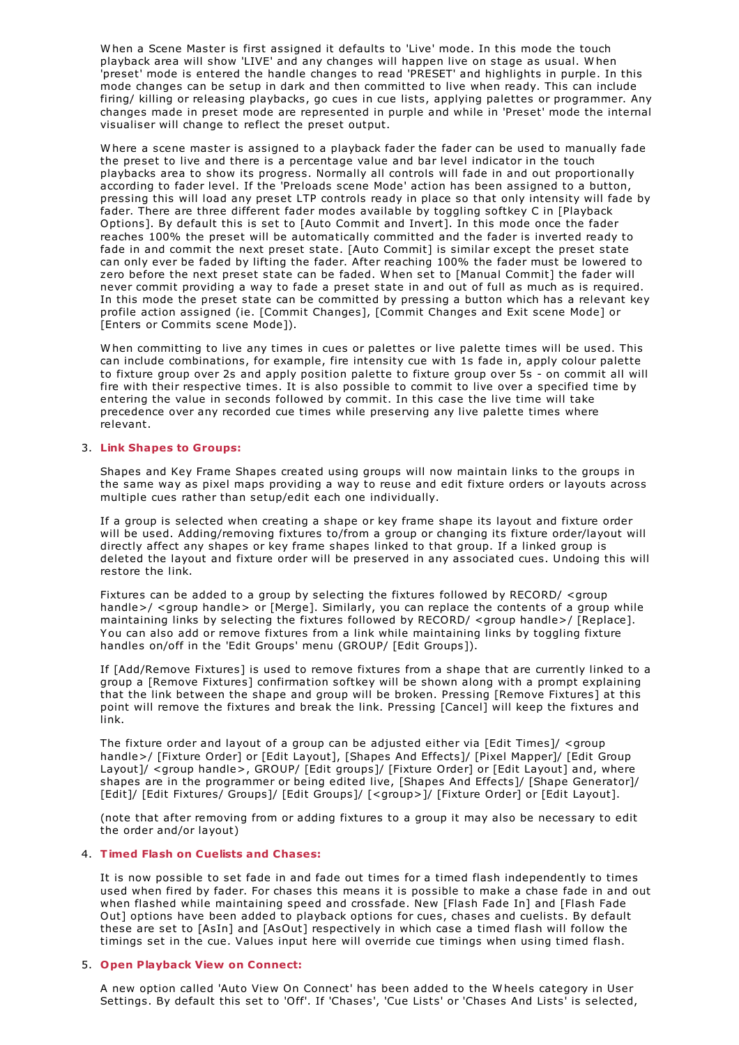When a Scene Master is first assigned it defaults to 'Live' mode. In this mode the touch playback area will show 'LIVE' and any changes will happen live on stage as usual. When 'preset' mode is entered the handle changes to read 'PRESET' and highlights in purple. In this mode changes can be setup in dark and then committed to live when ready. This can include firing/ killing or releasing playbacks, go cues in cue lists, applying palettes or programmer. Any changes made in preset mode are represented in purple and while in 'Preset' mode the internal visualiser will change to reflect the preset output.

Where a scene master is assigned to a playback fader the fader can be used to manually fade the preset to live and there is a percentage value and bar level indicator in the touch playbacks area to show its progress. Normally all controls will fade in and out proportionally according to fader level. If the 'Preloads scene Mode' action has been assigned to a button, pressing this will load any preset LTP controls ready in place so that only intensity will fade by fader. There are three different fader modes available by toggling softkey C in [Playback Options]. By default this is set to [Auto Commit and Invert]. In this mode once the fader reaches 100% the preset will be automatically committed and the fader is inverted ready to fade in and commit the next preset state. [Auto Commit] is similar except the preset state can only ever be faded by lifting the fader. After reaching 100% the fader must be lowered to zero before the next preset state can be faded. When set to [Manual Commit] the fader will never commit providing a way to fade a preset state in and out of full as much as is required. In this mode the preset state can be committed by pressing a button which has a relevant key profile action assigned (ie. [Commit Changes], [Commit Changes and Exit scene Mode] or [Enters or Commits scene Mode]).

When committing to live any times in cues or palettes or live palette times will be used. This can include combinations, for example, fire intensity cue with 1s fade in, apply colour palette to fixture group over 2s and apply position palette to fixture group over 5s - on commit all will fire with their respective times. It is also possible to commit to live over a specified time by entering the value in seconds followed by commit. In this case the live time will take precedence over any recorded cue times while preserving any live palette times where relevant.

3. **Link Shapes to Groups:**

   Shapes and Key Frame Shapes created using groups will now maintain links to the groups in the same way as pixel maps providing a way to reuse and edit fixture orders or layouts across multiple cues rather than setup/edit each one individually.

   If a group is selected when creating a shape or key frame shape its layout and fixture order will be used. Adding/removing fixtures to/from a group or changing its fixture order/layout will directly affect any shapes or key frame shapes linked to that group. If a linked group is deleted the layout and fixture order will be preserved in any associated cues. Undoing this will restore the link.

   Fixtures can be added to a group by selecting the fixtures followed by RECORD/ <group handle>/ <group handle> or [Merge]. Similarly, you can replace the contents of a group while maintaining links by selecting the fixtures followed by RECORD/ <group handle>/ [Replace]. You can also add or remove fixtures from a link while maintaining links by toggling fixture handles on/off in the 'Edit Groups' menu (GROUP/ [Edit Groups]).

   If [Add/Remove Fixtures] is used to remove fixtures from a shape that are currently linked to a group a [Remove Fixtures] confirmation softkey will be shown along with a prompt explaining that the link between the shape and group will be broken. Pressing [Remove Fixtures] at this point will remove the fixtures and break the link. Pressing [Cancel] will keep the fixtures and link.

   The fixture order and layout of a group can be adjusted either via [Edit Times]/ <group handle>/ [Fixture Order] or [Edit Layout], [Shapes And Effects]/ [Pixel Mapper]/ [Edit Group Layout]/ <group handle>, GROUP/ [Edit groups]/ [Fixture Order] or [Edit Layout] and, where shapes are in the programmer or being edited live, [Shapes And Effects]/ [Shape Generator]/ [Edit]/ [Edit Fixtures/ Groups]/ [Edit Groups]/ [<group>]/ [Fixture Order] or [Edit Layout].

   (note that after removing from or adding fixtures to a group it may also be necessary to edit the order and/or layout)

4. **Timed Flash on Cuelists and Chases:**

   It is now possible to set fade in and fade out times for a timed flash independently to times used when fired by fader. For chases this means it is possible to make a chase fade in and out when flashed while maintaining speed and crossfade. New [Flash Fade In] and [Flash Fade Out] options have been added to playback options for cues, chases and cuelists. By default these are set to [AsIn] and [AsOut] respectively in which case a timed flash will follow the timings set in the cue. Values input here will override cue timings when using timed flash.

5. **Open Playback View on Connect:**

   A new option called 'Auto View On Connect' has been added to the Wheels category in User Settings. By default this set to 'Off'. If 'Chases', 'Cue Lists' or 'Chases And Lists' is selected,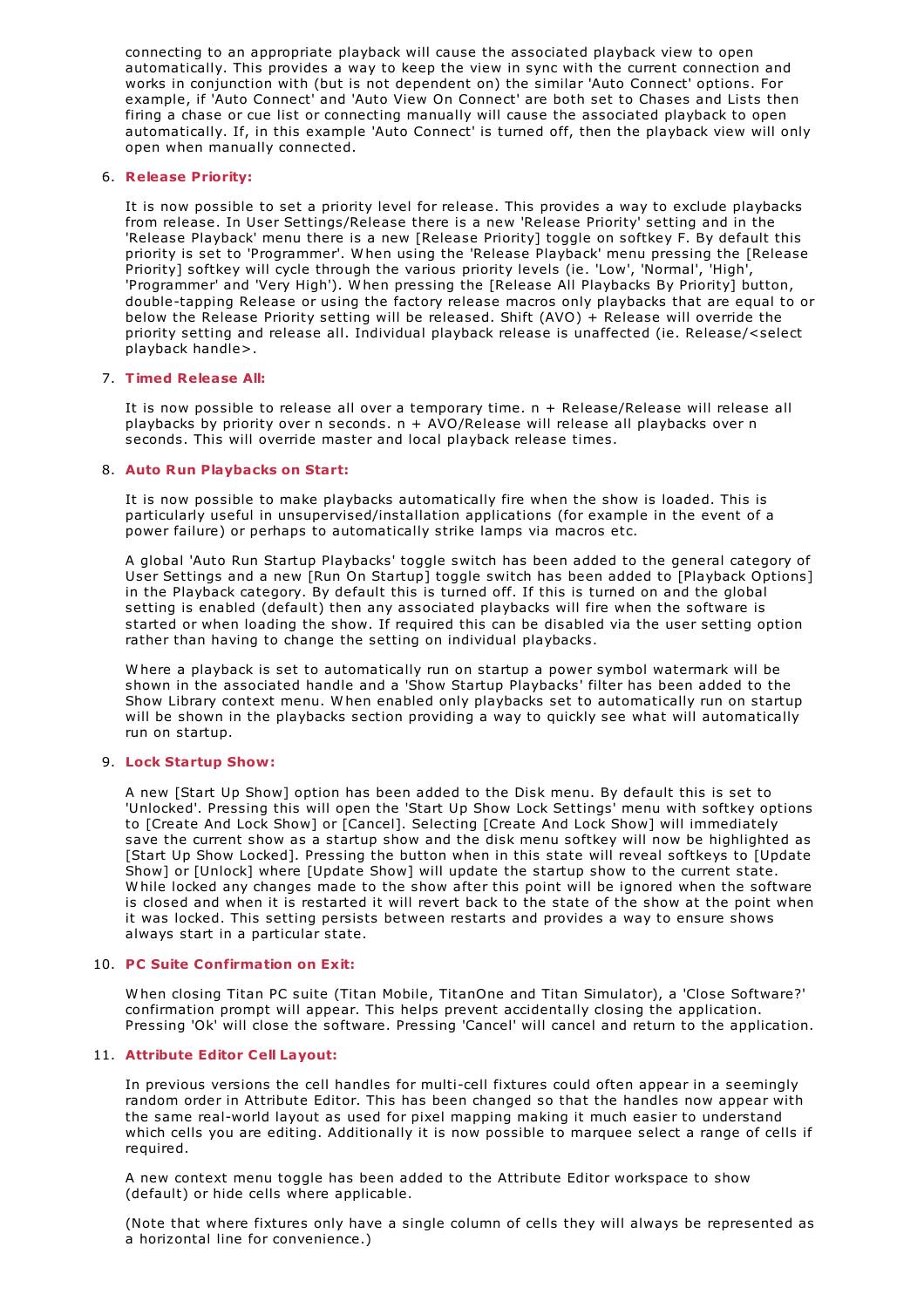connecting to an appropriate playback will cause the associated playback view to open automatically. This provides a way to keep the view in sync with the current connection and works in conjunction with (but is not dependent on) the similar 'Auto Connect' options. For example, if 'Auto Connect' and 'Auto View On Connect' are both set to Chases and Lists then firing a chase or cue list or connecting manually will cause the associated playback to open automatically. If, in this example 'Auto Connect' is turned off, then the playback view will only open when manually connected.

6. **Release Priority:**

   It is now possible to set a priority level for release. This provides a way to exclude playbacks from release. In User Settings/Release there is a new 'Release Priority' setting and in the 'Release Playback' menu there is a new [Release Priority] toggle on softkey F. By default this priority is set to 'Programmer'. When using the 'Release Playback' menu pressing the [Release Priority] softkey will cycle through the various priority levels (ie. 'Low', 'Normal', 'High', 'Programmer' and 'Very High'). When pressing the [Release All Playbacks By Priority] button, double-tapping Release or using the factory release macros only playbacks that are equal to or below the Release Priority setting will be released. Shift (AVO) + Release will override the priority setting and release all. Individual playback release is unaffected (ie. Release/<select playback handle>.

7. **Timed Release All:**

   It is now possible to release all over a temporary time. n + Release/Release will release all playbacks by priority over n seconds. n + AVO/Release will release all playbacks over n seconds. This will override master and local playback release times.

8. **Auto Run Playbacks on Start:**

   It is now possible to make playbacks automatically fire when the show is loaded. This is particularly useful in unsupervised/installation applications (for example in the event of a power failure) or perhaps to automatically strike lamps via macros etc.

   A global 'Auto Run Startup Playbacks' toggle switch has been added to the general category of User Settings and a new [Run On Startup] toggle switch has been added to [Playback Options] in the Playback category. By default this is turned off. If this is turned on and the global setting is enabled (default) then any associated playbacks will fire when the software is started or when loading the show. If required this can be disabled via the user setting option rather than having to change the setting on individual playbacks.

   Where a playback is set to automatically run on startup a power symbol watermark will be shown in the associated handle and a 'Show Startup Playbacks' filter has been added to the Show Library context menu. When enabled only playbacks set to automatically run on startup will be shown in the playbacks section providing a way to quickly see what will automatically run on startup.

9. **Lock Startup Show:**

   A new [Start Up Show] option has been added to the Disk menu. By default this is set to 'Unlocked'. Pressing this will open the 'Start Up Show Lock Settings' menu with softkey options to [Create And Lock Show] or [Cancel]. Selecting [Create And Lock Show] will immediately save the current show as a startup show and the disk menu softkey will now be highlighted as [Start Up Show Locked]. Pressing the button when in this state will reveal softkeys to [Update Show] or [Unlock] where [Update Show] will update the startup show to the current state. While locked any changes made to the show after this point will be ignored when the software is closed and when it is restarted it will revert back to the state of the show at the point when it was locked. This setting persists between restarts and provides a way to ensure shows always start in a particular state.

10. **PC Suite Confirmation on Exit:**

    When closing Titan PC suite (Titan Mobile, TitanOne and Titan Simulator), a 'Close Software?' confirmation prompt will appear. This helps prevent accidentally closing the application. Pressing 'Ok' will close the software. Pressing 'Cancel' will cancel and return to the application.

11. **Attribute Editor Cell Layout:**

    In previous versions the cell handles for multi-cell fixtures could often appear in a seemingly random order in Attribute Editor. This has been changed so that the handles now appear with the same real-world layout as used for pixel mapping making it much easier to understand which cells you are editing. Additionally it is now possible to marquee select a range of cells if required.

    A new context menu toggle has been added to the Attribute Editor workspace to show (default) or hide cells where applicable.

    (Note that where fixtures only have a single column of cells they will always be represented as a horizontal line for convenience.)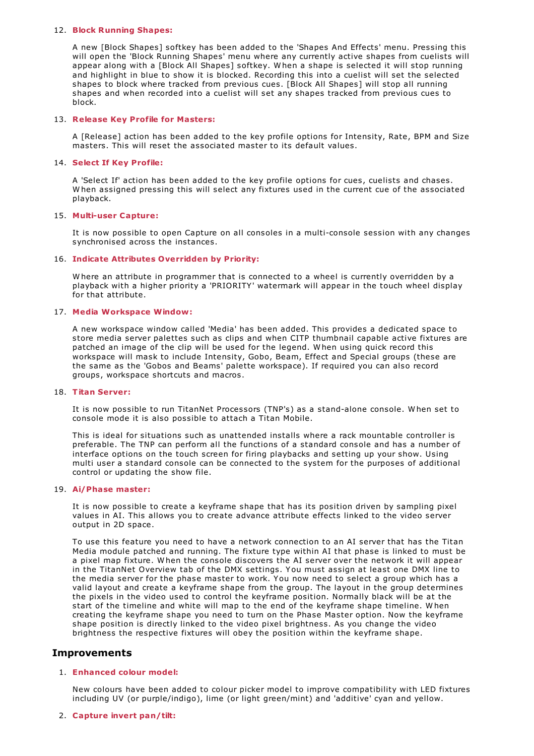12. **Block Running Shapes:**

    A new [Block Shapes] softkey has been added to the 'Shapes And Effects' menu. Pressing this will open the 'Block Running Shapes' menu where any currently active shapes from cuelists will appear along with a [Block All Shapes] softkey. When a shape is selected it will stop running and highlight in blue to show it is blocked. Recording this into a cuelist will set the selected shapes to block where tracked from previous cues. [Block All Shapes] will stop all running shapes and when recorded into a cuelist will set any shapes tracked from previous cues to block.

13. **Release Key Profile for Masters:**

    A [Release] action has been added to the key profile options for Intensity, Rate, BPM and Size masters. This will reset the associated master to its default values.

14. **Select If Key Profile:**

    A 'Select If' action has been added to the key profile options for cues, cuelists and chases. When assigned pressing this will select any fixtures used in the current cue of the associated playback.

15. **Multi-user Capture:**

    It is now possible to open Capture on all consoles in a multi-console session with any changes synchronised across the instances.

16. **Indicate Attributes Overridden by Priority:**

    Where an attribute in programmer that is connected to a wheel is currently overridden by a playback with a higher priority a 'PRIORITY' watermark will appear in the touch wheel display for that attribute.

17. **Media Workspace Window:**

    A new workspace window called 'Media' has been added. This provides a dedicated space to store media server palettes such as clips and when CITP thumbnail capable active fixtures are patched an image of the clip will be used for the legend. When using quick record this workspace will mask to include Intensity, Gobo, Beam, Effect and Special groups (these are the same as the 'Gobos and Beams' palette workspace). If required you can also record groups, workspace shortcuts and macros.

18. **Titan Server:**

    It is now possible to run TitanNet Processors (TNP's) as a stand-alone console. When set to console mode it is also possible to attach a Titan Mobile.

    This is ideal for situations such as unattended installs where a rack mountable controller is preferable. The TNP can perform all the functions of a standard console and has a number of interface options on the touch screen for firing playbacks and setting up your show. Using multi user a standard console can be connected to the system for the purposes of additional control or updating the show file.

19. **Ai/Phase master:**

    It is now possible to create a keyframe shape that has its position driven by sampling pixel values in AI. This allows you to create advance attribute effects linked to the video server output in 2D space.

    To use this feature you need to have a network connection to an AI server that has the Titan Media module patched and running. The fixture type within AI that phase is linked to must be a pixel map fixture. When the console discovers the AI server over the network it will appear in the TitanNet Overview tab of the DMX settings. You must assign at least one DMX line to the media server for the phase master to work. You now need to select a group which has a valid layout and create a keyframe shape from the group. The layout in the group determines the pixels in the video used to control the keyframe position. Normally black will be at the start of the timeline and white will map to the end of the keyframe shape timeline. When creating the keyframe shape you need to turn on the Phase Master option. Now the keyframe shape position is directly linked to the video pixel brightness. As you change the video brightness the respective fixtures will obey the position within the keyframe shape.

## Improvements

1. **Enhanced colour model:**

   New colours have been added to colour picker model to improve compatibility with LED fixtures including UV (or purple/indigo), lime (or light green/mint) and 'additive' cyan and yellow.

2. **Capture invert pan/tilt:**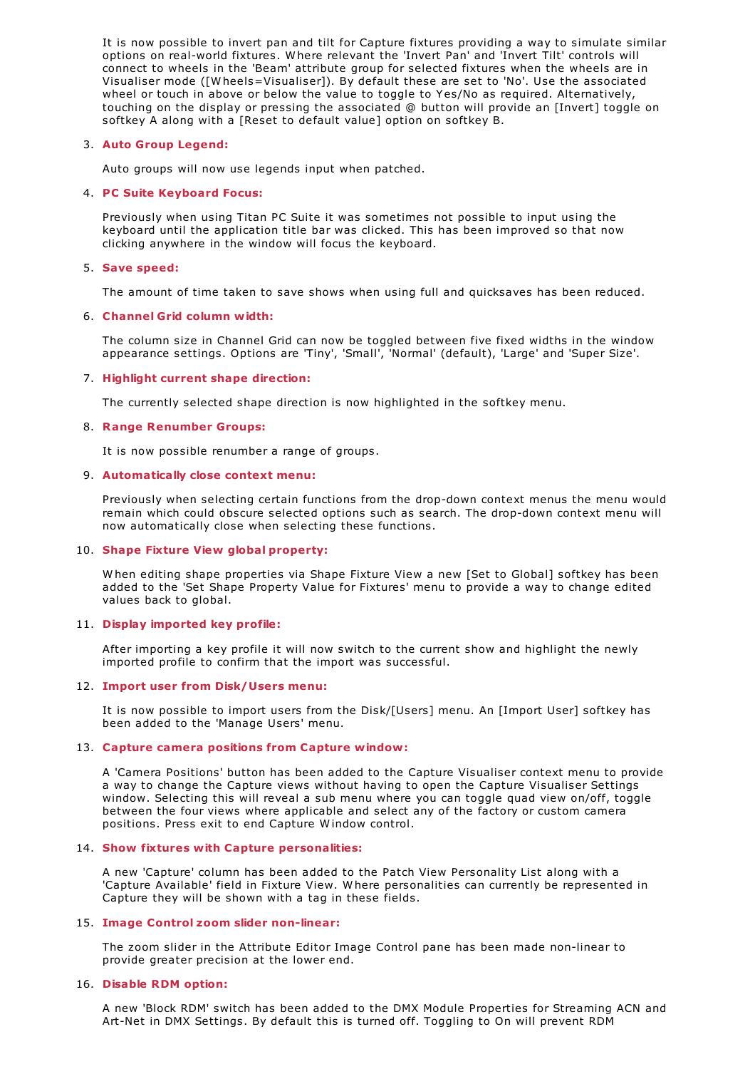It is now possible to invert pan and tilt for Capture fixtures providing a way to simulate similar options on real-world fixtures. Where relevant the 'Invert Pan' and 'Invert Tilt' controls will connect to wheels in the 'Beam' attribute group for selected fixtures when the wheels are in Visualiser mode ([Wheels=Visualiser]). By default these are set to 'No'. Use the associated wheel or touch in above or below the value to toggle to Yes/No as required. Alternatively, touching on the display or pressing the associated @ button will provide an [Invert] toggle on softkey A along with a [Reset to default value] option on softkey B.

3. **Auto Group Legend:**

   Auto groups will now use legends input when patched.

4. **PC Suite Keyboard Focus:**

   Previously when using Titan PC Suite it was sometimes not possible to input using the keyboard until the application title bar was clicked. This has been improved so that now clicking anywhere in the window will focus the keyboard.

5. **Save speed:**

   The amount of time taken to save shows when using full and quicksaves has been reduced.

6. **Channel Grid column width:**

   The column size in Channel Grid can now be toggled between five fixed widths in the window appearance settings. Options are 'Tiny', 'Small', 'Normal' (default), 'Large' and 'Super Size'.

7. **Highlight current shape direction:**

   The currently selected shape direction is now highlighted in the softkey menu.

8. **Range Renumber Groups:**

   It is now possible renumber a range of groups.

9. **Automatically close context menu:**

   Previously when selecting certain functions from the drop-down context menus the menu would remain which could obscure selected options such as search. The drop-down context menu will now automatically close when selecting these functions.

10. **Shape Fixture View global property:**

    When editing shape properties via Shape Fixture View a new [Set to Global] softkey has been added to the 'Set Shape Property Value for Fixtures' menu to provide a way to change edited values back to global.

11. **Display imported key profile:**

    After importing a key profile it will now switch to the current show and highlight the newly imported profile to confirm that the import was successful.

12. **Import user from Disk/Users menu:**

    It is now possible to import users from the Disk/[Users] menu. An [Import User] softkey has been added to the 'Manage Users' menu.

13. **Capture camera positions from Capture window:**

    A 'Camera Positions' button has been added to the Capture Visualiser context menu to provide a way to change the Capture views without having to open the Capture Visualiser Settings window. Selecting this will reveal a sub menu where you can toggle quad view on/off, toggle between the four views where applicable and select any of the factory or custom camera positions. Press exit to end Capture Window control.

14. **Show fixtures with Capture personalities:**

    A new 'Capture' column has been added to the Patch View Personality List along with a 'Capture Available' field in Fixture View. Where personalities can currently be represented in Capture they will be shown with a tag in these fields.

15. **Image Control zoom slider non-linear:**

    The zoom slider in the Attribute Editor Image Control pane has been made non-linear to provide greater precision at the lower end.

16. **Disable RDM option:**

    A new 'Block RDM' switch has been added to the DMX Module Properties for Streaming ACN and Art-Net in DMX Settings. By default this is turned off. Toggling to On will prevent RDM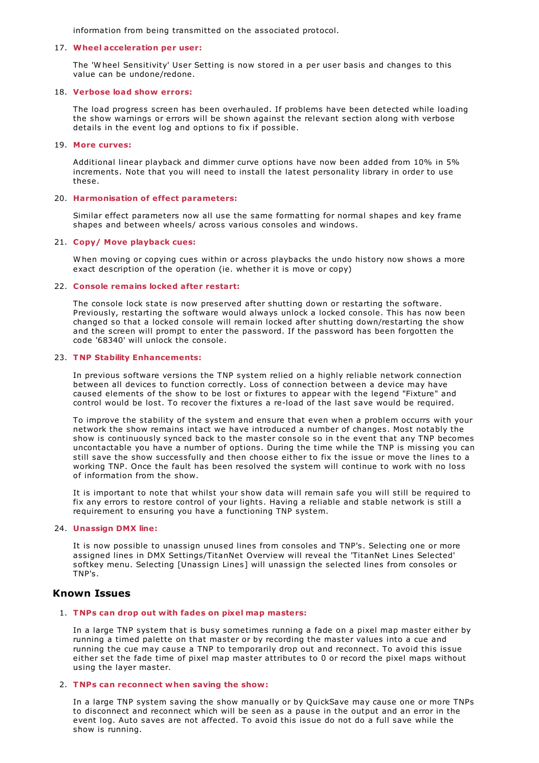information from being transmitted on the associated protocol.

17. **Wheel acceleration per user:**

    The 'Wheel Sensitivity' User Setting is now stored in a per user basis and changes to this value can be undone/redone.

18. **Verbose load show errors:**

    The load progress screen has been overhauled. If problems have been detected while loading the show warnings or errors will be shown against the relevant section along with verbose details in the event log and options to fix if possible.

19. **More curves:**

    Additional linear playback and dimmer curve options have now been added from 10% in 5% increments. Note that you will need to install the latest personality library in order to use these.

20. **Harmonisation of effect parameters:**

    Similar effect parameters now all use the same formatting for normal shapes and key frame shapes and between wheels/ across various consoles and windows.

21. **Copy/ Move playback cues:**

    When moving or copying cues within or across playbacks the undo history now shows a more exact description of the operation (ie. whether it is move or copy)

22. **Console remains locked after restart:**

    The console lock state is now preserved after shutting down or restarting the software. Previously, restarting the software would always unlock a locked console. This has now been changed so that a locked console will remain locked after shutting down/restarting the show and the screen will prompt to enter the password. If the password has been forgotten the code '68340' will unlock the console.

23. **TNP Stability Enhancements:**

    In previous software versions the TNP system relied on a highly reliable network connection between all devices to function correctly. Loss of connection between a device may have caused elements of the show to be lost or fixtures to appear with the legend "Fixture" and control would be lost. To recover the fixtures a re-load of the last save would be required.

    To improve the stability of the system and ensure that even when a problem occurrs with your network the show remains intact we have introduced a number of changes. Most notably the show is continuously synced back to the master console so in the event that any TNP becomes uncontactable you have a number of options. During the time while the TNP is missing you can still save the show successfully and then choose either to fix the issue or move the lines to a working TNP. Once the fault has been resolved the system will continue to work with no loss of information from the show.

    It is important to note that whilst your show data will remain safe you will still be required to fix any errors to restore control of your lights. Having a reliable and stable network is still a requirement to ensuring you have a functioning TNP system.

24. **Unassign DMX line:**

    It is now possible to unassign unused lines from consoles and TNP's. Selecting one or more assigned lines in DMX Settings/TitanNet Overview will reveal the 'TitanNet Lines Selected' softkey menu. Selecting [Unassign Lines] will unassign the selected lines from consoles or TNP's.

## Known Issues

1. **TNPs can drop out with fades on pixel map masters:**

   In a large TNP system that is busy sometimes running a fade on a pixel map master either by running a timed palette on that master or by recording the master values into a cue and running the cue may cause a TNP to temporarily drop out and reconnect. To avoid this issue either set the fade time of pixel map master attributes to 0 or record the pixel maps without using the layer master.

2. **TNPs can reconnect when saving the show:**

   In a large TNP system saving the show manually or by QuickSave may cause one or more TNPs to disconnect and reconnect which will be seen as a pause in the output and an error in the event log. Auto saves are not affected. To avoid this issue do not do a full save while the show is running.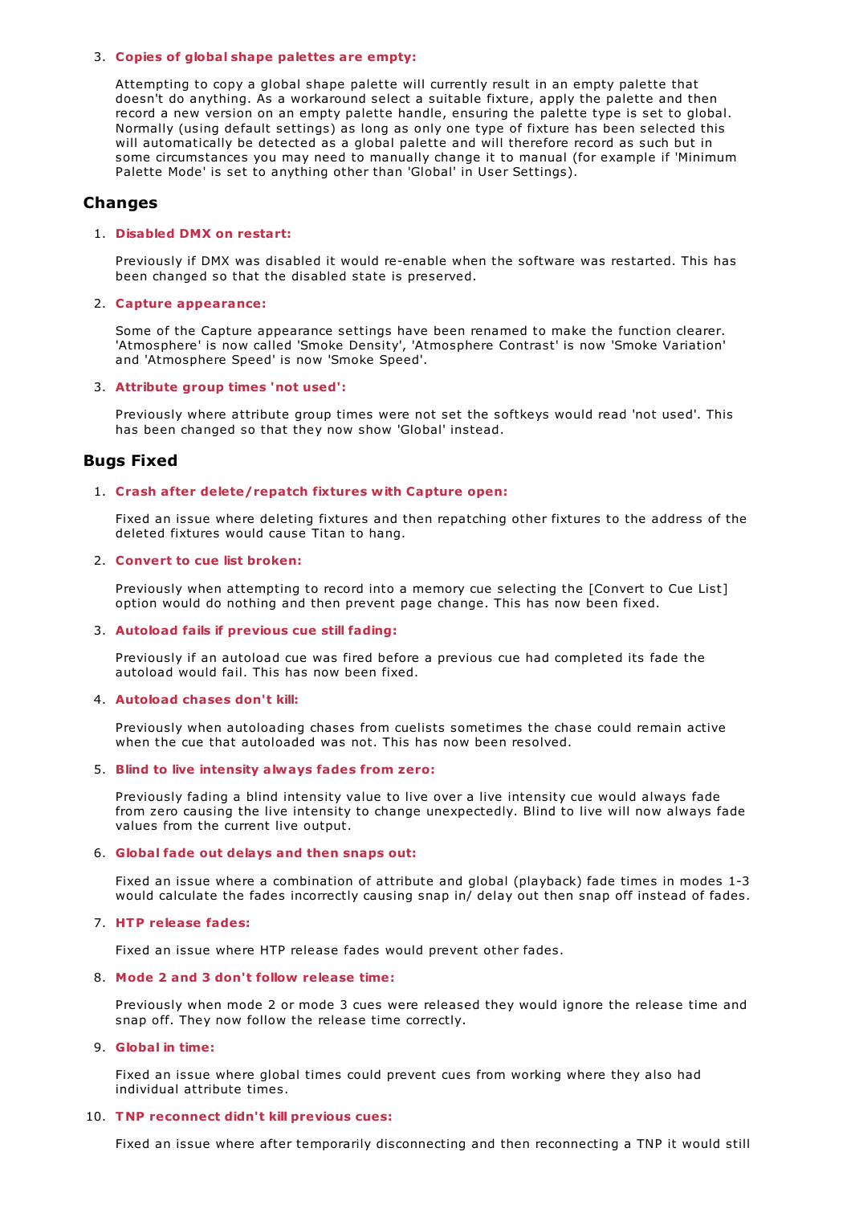3. **Copies of global shape palettes are empty:**

   Attempting to copy a global shape palette will currently result in an empty palette that doesn't do anything. As a workaround select a suitable fixture, apply the palette and then record a new version on an empty palette handle, ensuring the palette type is set to global. Normally (using default settings) as long as only one type of fixture has been selected this will automatically be detected as a global palette and will therefore record as such but in some circumstances you may need to manually change it to manual (for example if 'Minimum Palette Mode' is set to anything other than 'Global' in User Settings).

## Changes

1. **Disabled DMX on restart:**

   Previously if DMX was disabled it would re-enable when the software was restarted. This has been changed so that the disabled state is preserved.

2. **Capture appearance:**

   Some of the Capture appearance settings have been renamed to make the function clearer. 'Atmosphere' is now called 'Smoke Density', 'Atmosphere Contrast' is now 'Smoke Variation' and 'Atmosphere Speed' is now 'Smoke Speed'.

3. **Attribute group times 'not used':**

   Previously where attribute group times were not set the softkeys would read 'not used'. This has been changed so that they now show 'Global' instead.

## Bugs Fixed

1. **Crash after delete/repatch fixtures with Capture open:**

   Fixed an issue where deleting fixtures and then repatching other fixtures to the address of the deleted fixtures would cause Titan to hang.

2. **Convert to cue list broken:**

   Previously when attempting to record into a memory cue selecting the [Convert to Cue List] option would do nothing and then prevent page change. This has now been fixed.

3. **Autoload fails if previous cue still fading:**

   Previously if an autoload cue was fired before a previous cue had completed its fade the autoload would fail. This has now been fixed.

4. **Autoload chases don't kill:**

   Previously when autoloading chases from cuelists sometimes the chase could remain active when the cue that autoloaded was not. This has now been resolved.

5. **Blind to live intensity always fades from zero:**

   Previously fading a blind intensity value to live over a live intensity cue would always fade from zero causing the live intensity to change unexpectedly. Blind to live will now always fade values from the current live output.

6. **Global fade out delays and then snaps out:**

   Fixed an issue where a combination of attribute and global (playback) fade times in modes 1-3 would calculate the fades incorrectly causing snap in/ delay out then snap off instead of fades.

7. **HTP release fades:**

   Fixed an issue where HTP release fades would prevent other fades.

8. **Mode 2 and 3 don't follow release time:**

   Previously when mode 2 or mode 3 cues were released they would ignore the release time and snap off. They now follow the release time correctly.

9. **Global in time:**

   Fixed an issue where global times could prevent cues from working where they also had individual attribute times.

10. **TNP reconnect didn't kill previous cues:**

    Fixed an issue where after temporarily disconnecting and then reconnecting a TNP it would still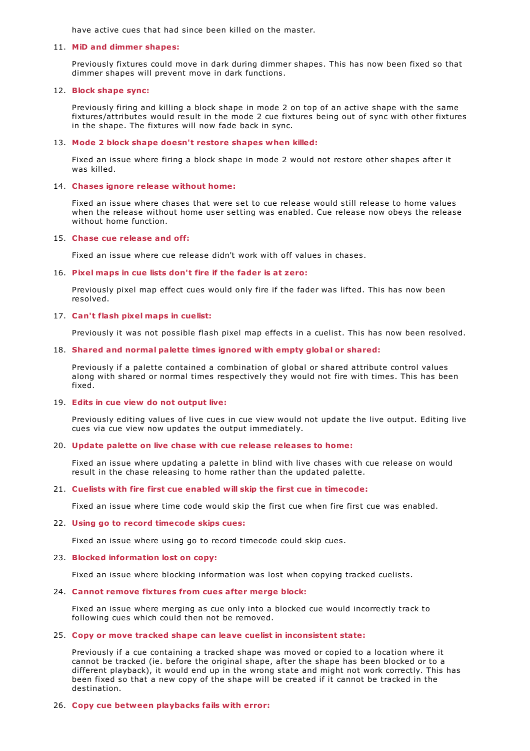have active cues that had since been killed on the master.

11. **MiD and dimmer shapes:**

    Previously fixtures could move in dark during dimmer shapes. This has now been fixed so that dimmer shapes will prevent move in dark functions.

12. **Block shape sync:**

    Previously firing and killing a block shape in mode 2 on top of an active shape with the same fixtures/attributes would result in the mode 2 cue fixtures being out of sync with other fixtures in the shape. The fixtures will now fade back in sync.

13. **Mode 2 block shape doesn't restore shapes when killed:**

    Fixed an issue where firing a block shape in mode 2 would not restore other shapes after it was killed.

14. **Chases ignore release without home:**

    Fixed an issue where chases that were set to cue release would still release to home values when the release without home user setting was enabled. Cue release now obeys the release without home function.

15. **Chase cue release and off:**

    Fixed an issue where cue release didn't work with off values in chases.

16. **Pixel maps in cue lists don't fire if the fader is at zero:**

    Previously pixel map effect cues would only fire if the fader was lifted. This has now been resolved.

17. **Can't flash pixel maps in cuelist:**

    Previously it was not possible flash pixel map effects in a cuelist. This has now been resolved.

18. **Shared and normal palette times ignored with empty global or shared:**

    Previously if a palette contained a combination of global or shared attribute control values along with shared or normal times respectively they would not fire with times. This has been fixed.

19. **Edits in cue view do not output live:**

    Previously editing values of live cues in cue view would not update the live output. Editing live cues via cue view now updates the output immediately.

20. **Update palette on live chase with cue release releases to home:**

    Fixed an issue where updating a palette in blind with live chases with cue release on would result in the chase releasing to home rather than the updated palette.

21. **Cuelists with fire first cue enabled will skip the first cue in timecode:**

    Fixed an issue where time code would skip the first cue when fire first cue was enabled.

22. **Using go to record timecode skips cues:**

    Fixed an issue where using go to record timecode could skip cues.

23. **Blocked information lost on copy:**

    Fixed an issue where blocking information was lost when copying tracked cuelists.

24. **Cannot remove fixtures from cues after merge block:**

    Fixed an issue where merging as cue only into a blocked cue would incorrectly track to following cues which could then not be removed.

25. **Copy or move tracked shape can leave cuelist in inconsistent state:**

    Previously if a cue containing a tracked shape was moved or copied to a location where it cannot be tracked (ie. before the original shape, after the shape has been blocked or to a different playback), it would end up in the wrong state and might not work correctly. This has been fixed so that a new copy of the shape will be created if it cannot be tracked in the destination.

26. **Copy cue between playbacks fails with error:**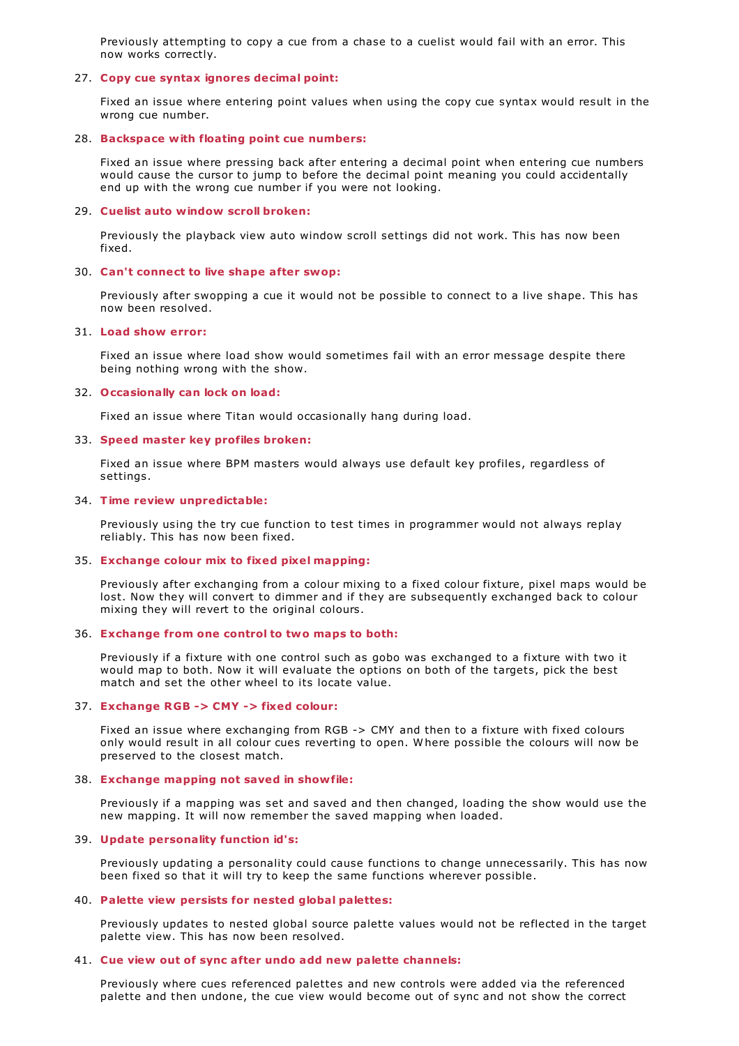Previously attempting to copy a cue from a chase to a cuelist would fail with an error. This now works correctly.

27. **Copy cue syntax ignores decimal point:**

    Fixed an issue where entering point values when using the copy cue syntax would result in the wrong cue number.

28. **Backspace with floating point cue numbers:**

    Fixed an issue where pressing back after entering a decimal point when entering cue numbers would cause the cursor to jump to before the decimal point meaning you could accidentally end up with the wrong cue number if you were not looking.

29. **Cuelist auto window scroll broken:**

    Previously the playback view auto window scroll settings did not work. This has now been fixed.

30. **Can't connect to live shape after swop:**

    Previously after swopping a cue it would not be possible to connect to a live shape. This has now been resolved.

31. **Load show error:**

    Fixed an issue where load show would sometimes fail with an error message despite there being nothing wrong with the show.

32. **Occasionally can lock on load:**

    Fixed an issue where Titan would occasionally hang during load.

33. **Speed master key profiles broken:**

    Fixed an issue where BPM masters would always use default key profiles, regardless of settings.

34. **Time review unpredictable:**

    Previously using the try cue function to test times in programmer would not always replay reliably. This has now been fixed.

35. **Exchange colour mix to fixed pixel mapping:**

    Previously after exchanging from a colour mixing to a fixed colour fixture, pixel maps would be lost. Now they will convert to dimmer and if they are subsequently exchanged back to colour mixing they will revert to the original colours.

36. **Exchange from one control to two maps to both:**

    Previously if a fixture with one control such as gobo was exchanged to a fixture with two it would map to both. Now it will evaluate the options on both of the targets, pick the best match and set the other wheel to its locate value.

37. **Exchange RGB -> CMY -> fixed colour:**

    Fixed an issue where exchanging from RGB -> CMY and then to a fixture with fixed colours only would result in all colour cues reverting to open. Where possible the colours will now be preserved to the closest match.

38. **Exchange mapping not saved in showfile:**

    Previously if a mapping was set and saved and then changed, loading the show would use the new mapping. It will now remember the saved mapping when loaded.

39. **Update personality function id's:**

    Previously updating a personality could cause functions to change unnecessarily. This has now been fixed so that it will try to keep the same functions wherever possible.

40. **Palette view persists for nested global palettes:**

    Previously updates to nested global source palette values would not be reflected in the target palette view. This has now been resolved.

41. **Cue view out of sync after undo add new palette channels:**

    Previously where cues referenced palettes and new controls were added via the referenced palette and then undone, the cue view would become out of sync and not show the correct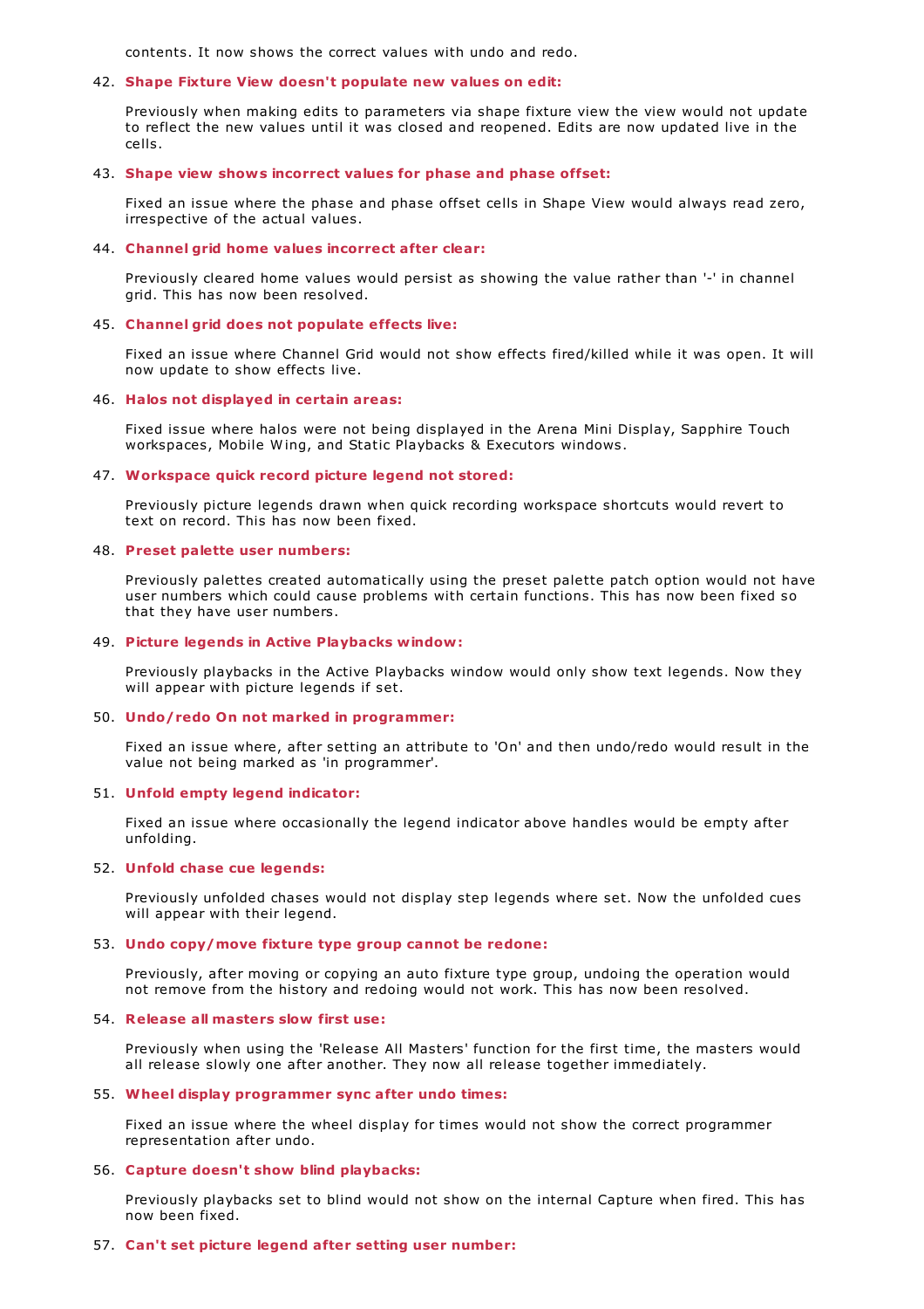contents. It now shows the correct values with undo and redo.

42. **Shape Fixture View doesn't populate new values on edit:**

    Previously when making edits to parameters via shape fixture view the view would not update to reflect the new values until it was closed and reopened. Edits are now updated live in the cells.

43. **Shape view shows incorrect values for phase and phase offset:**

    Fixed an issue where the phase and phase offset cells in Shape View would always read zero, irrespective of the actual values.

44. **Channel grid home values incorrect after clear:**

    Previously cleared home values would persist as showing the value rather than '-' in channel grid. This has now been resolved.

45. **Channel grid does not populate effects live:**

    Fixed an issue where Channel Grid would not show effects fired/killed while it was open. It will now update to show effects live.

46. **Halos not displayed in certain areas:**

    Fixed issue where halos were not being displayed in the Arena Mini Display, Sapphire Touch workspaces, Mobile Wing, and Static Playbacks & Executors windows.

47. **Workspace quick record picture legend not stored:**

    Previously picture legends drawn when quick recording workspace shortcuts would revert to text on record. This has now been fixed.

48. **Preset palette user numbers:**

    Previously palettes created automatically using the preset palette patch option would not have user numbers which could cause problems with certain functions. This has now been fixed so that they have user numbers.

49. **Picture legends in Active Playbacks window:**

    Previously playbacks in the Active Playbacks window would only show text legends. Now they will appear with picture legends if set.

50. **Undo/redo On not marked in programmer:**

    Fixed an issue where, after setting an attribute to 'On' and then undo/redo would result in the value not being marked as 'in programmer'.

51. **Unfold empty legend indicator:**

    Fixed an issue where occasionally the legend indicator above handles would be empty after unfolding.

52. **Unfold chase cue legends:**

    Previously unfolded chases would not display step legends where set. Now the unfolded cues will appear with their legend.

53. **Undo copy/move fixture type group cannot be redone:**

    Previously, after moving or copying an auto fixture type group, undoing the operation would not remove from the history and redoing would not work. This has now been resolved.

54. **Release all masters slow first use:**

    Previously when using the 'Release All Masters' function for the first time, the masters would all release slowly one after another. They now all release together immediately.

55. **Wheel display programmer sync after undo times:**

    Fixed an issue where the wheel display for times would not show the correct programmer representation after undo.

56. **Capture doesn't show blind playbacks:**

    Previously playbacks set to blind would not show on the internal Capture when fired. This has now been fixed.

57. **Can't set picture legend after setting user number:**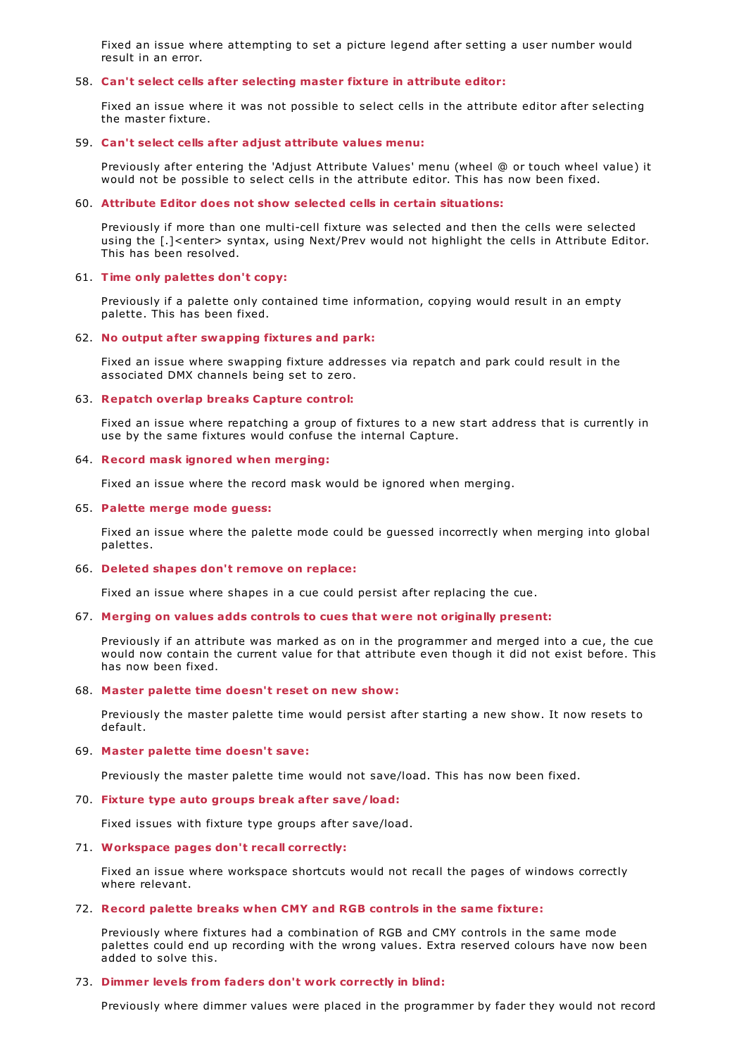Fixed an issue where attempting to set a picture legend after setting a user number would result in an error.

58. **Can't select cells after selecting master fixture in attribute editor:**

    Fixed an issue where it was not possible to select cells in the attribute editor after selecting the master fixture.

59. **Can't select cells after adjust attribute values menu:**

    Previously after entering the 'Adjust Attribute Values' menu (wheel @ or touch wheel value) it would not be possible to select cells in the attribute editor. This has now been fixed.

60. **Attribute Editor does not show selected cells in certain situations:**

    Previously if more than one multi-cell fixture was selected and then the cells were selected using the [.]<enter> syntax, using Next/Prev would not highlight the cells in Attribute Editor. This has been resolved.

61. **Time only palettes don't copy:**

    Previously if a palette only contained time information, copying would result in an empty palette. This has been fixed.

62. **No output after swapping fixtures and park:**

    Fixed an issue where swapping fixture addresses via repatch and park could result in the associated DMX channels being set to zero.

63. **Repatch overlap breaks Capture control:**

    Fixed an issue where repatching a group of fixtures to a new start address that is currently in use by the same fixtures would confuse the internal Capture.

64. **Record mask ignored when merging:**

    Fixed an issue where the record mask would be ignored when merging.

65. **Palette merge mode guess:**

    Fixed an issue where the palette mode could be guessed incorrectly when merging into global palettes.

66. **Deleted shapes don't remove on replace:**

    Fixed an issue where shapes in a cue could persist after replacing the cue.

67. **Merging on values adds controls to cues that were not originally present:**

    Previously if an attribute was marked as on in the programmer and merged into a cue, the cue would now contain the current value for that attribute even though it did not exist before. This has now been fixed.

68. **Master palette time doesn't reset on new show:**

    Previously the master palette time would persist after starting a new show. It now resets to default.

69. **Master palette time doesn't save:**

    Previously the master palette time would not save/load. This has now been fixed.

70. **Fixture type auto groups break after save/load:**

    Fixed issues with fixture type groups after save/load.

71. **Workspace pages don't recall correctly:**

    Fixed an issue where workspace shortcuts would not recall the pages of windows correctly where relevant.

72. **Record palette breaks when CMY and RGB controls in the same fixture:**

    Previously where fixtures had a combination of RGB and CMY controls in the same mode palettes could end up recording with the wrong values. Extra reserved colours have now been added to solve this.

73. **Dimmer levels from faders don't work correctly in blind:**

    Previously where dimmer values were placed in the programmer by fader they would not record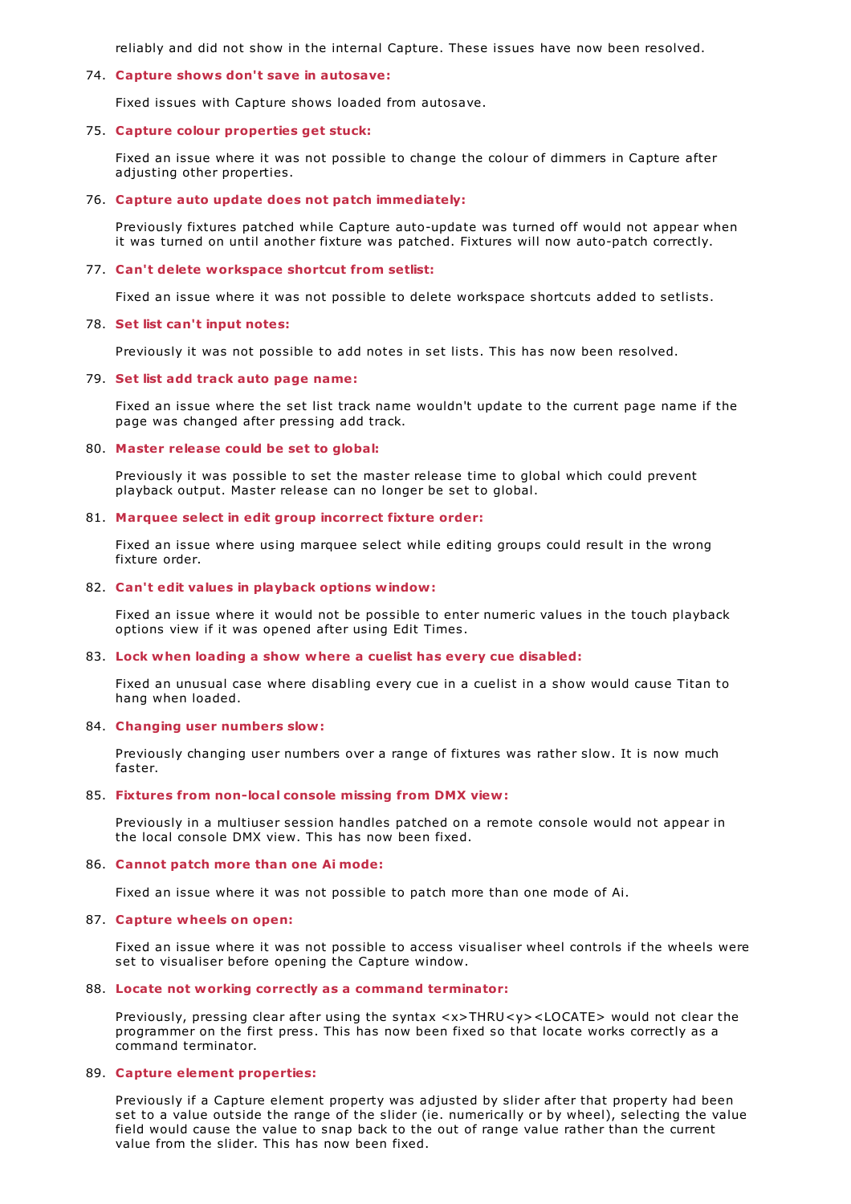reliably and did not show in the internal Capture. These issues have now been resolved.

74. **Capture shows don't save in autosave:**

    Fixed issues with Capture shows loaded from autosave.

75. **Capture colour properties get stuck:**

    Fixed an issue where it was not possible to change the colour of dimmers in Capture after adjusting other properties.

76. **Capture auto update does not patch immediately:**

    Previously fixtures patched while Capture auto-update was turned off would not appear when it was turned on until another fixture was patched. Fixtures will now auto-patch correctly.

77. **Can't delete workspace shortcut from setlist:**

    Fixed an issue where it was not possible to delete workspace shortcuts added to setlists.

78. **Set list can't input notes:**

    Previously it was not possible to add notes in set lists. This has now been resolved.

79. **Set list add track auto page name:**

    Fixed an issue where the set list track name wouldn't update to the current page name if the page was changed after pressing add track.

80. **Master release could be set to global:**

    Previously it was possible to set the master release time to global which could prevent playback output. Master release can no longer be set to global.

81. **Marquee select in edit group incorrect fixture order:**

    Fixed an issue where using marquee select while editing groups could result in the wrong fixture order.

82. **Can't edit values in playback options window:**

    Fixed an issue where it would not be possible to enter numeric values in the touch playback options view if it was opened after using Edit Times.

83. **Lock when loading a show where a cuelist has every cue disabled:**

    Fixed an unusual case where disabling every cue in a cuelist in a show would cause Titan to hang when loaded.

84. **Changing user numbers slow:**

    Previously changing user numbers over a range of fixtures was rather slow. It is now much faster.

85. **Fixtures from non-local console missing from DMX view:**

    Previously in a multiuser session handles patched on a remote console would not appear in the local console DMX view. This has now been fixed.

86. **Cannot patch more than one Ai mode:**

    Fixed an issue where it was not possible to patch more than one mode of Ai.

87. **Capture wheels on open:**

    Fixed an issue where it was not possible to access visualiser wheel controls if the wheels were set to visualiser before opening the Capture window.

88. **Locate not working correctly as a command terminator:**

    Previously, pressing clear after using the syntax <x>THRU<y><LOCATE> would not clear the programmer on the first press. This has now been fixed so that locate works correctly as a command terminator.

89. **Capture element properties:**

    Previously if a Capture element property was adjusted by slider after that property had been set to a value outside the range of the slider (ie. numerically or by wheel), selecting the value field would cause the value to snap back to the out of range value rather than the current value from the slider. This has now been fixed.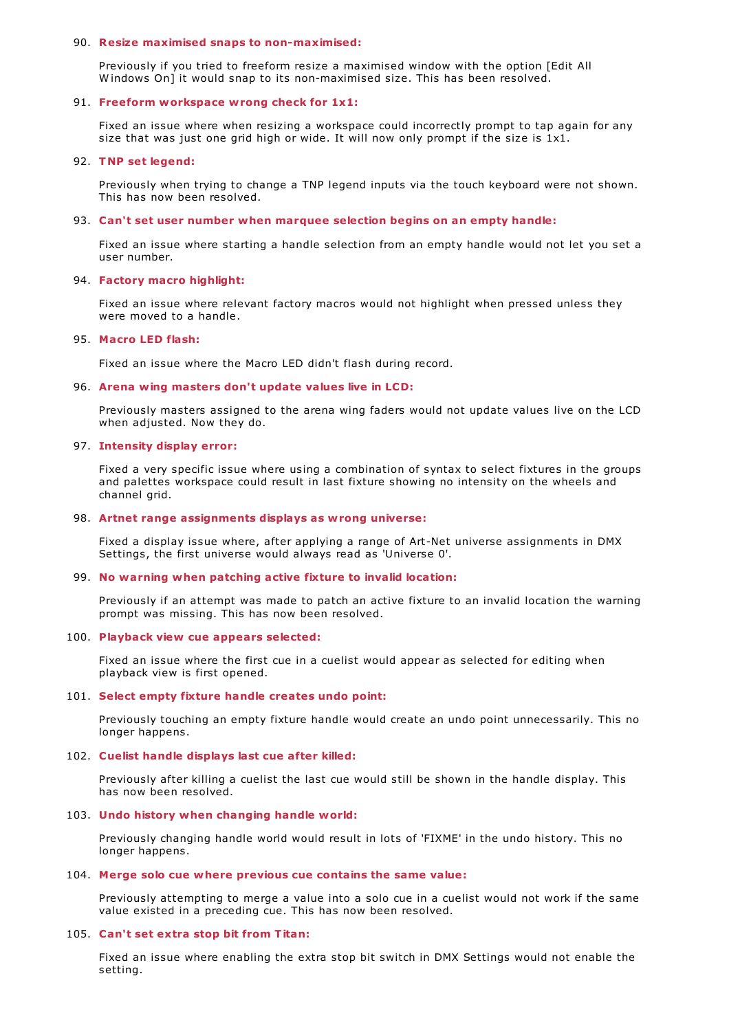90. **Resize maximised snaps to non-maximised:**

    Previously if you tried to freeform resize a maximised window with the option [Edit All Windows On] it would snap to its non-maximised size. This has been resolved.

91. **Freeform workspace wrong check for 1x1:**

    Fixed an issue where when resizing a workspace could incorrectly prompt to tap again for any size that was just one grid high or wide. It will now only prompt if the size is 1x1.

92. **TNP set legend:**

    Previously when trying to change a TNP legend inputs via the touch keyboard were not shown. This has now been resolved.

93. **Can't set user number when marquee selection begins on an empty handle:**

    Fixed an issue where starting a handle selection from an empty handle would not let you set a user number.

94. **Factory macro highlight:**

    Fixed an issue where relevant factory macros would not highlight when pressed unless they were moved to a handle.

95. **Macro LED flash:**

    Fixed an issue where the Macro LED didn't flash during record.

96. **Arena wing masters don't update values live in LCD:**

    Previously masters assigned to the arena wing faders would not update values live on the LCD when adjusted. Now they do.

97. **Intensity display error:**

    Fixed a very specific issue where using a combination of syntax to select fixtures in the groups and palettes workspace could result in last fixture showing no intensity on the wheels and channel grid.

98. **Artnet range assignments displays as wrong universe:**

    Fixed a display issue where, after applying a range of Art-Net universe assignments in DMX Settings, the first universe would always read as 'Universe 0'.

99. **No warning when patching active fixture to invalid location:**

    Previously if an attempt was made to patch an active fixture to an invalid location the warning prompt was missing. This has now been resolved.

100. **Playback view cue appears selected:**

     Fixed an issue where the first cue in a cuelist would appear as selected for editing when playback view is first opened.

101. **Select empty fixture handle creates undo point:**

     Previously touching an empty fixture handle would create an undo point unnecessarily. This no longer happens.

102. **Cuelist handle displays last cue after killed:**

     Previously after killing a cuelist the last cue would still be shown in the handle display. This has now been resolved.

103. **Undo history when changing handle world:**

     Previously changing handle world would result in lots of 'FIXME' in the undo history. This no longer happens.

104. **Merge solo cue where previous cue contains the same value:**

     Previously attempting to merge a value into a solo cue in a cuelist would not work if the same value existed in a preceding cue. This has now been resolved.

105. **Can't set extra stop bit from Titan:**

     Fixed an issue where enabling the extra stop bit switch in DMX Settings would not enable the setting.